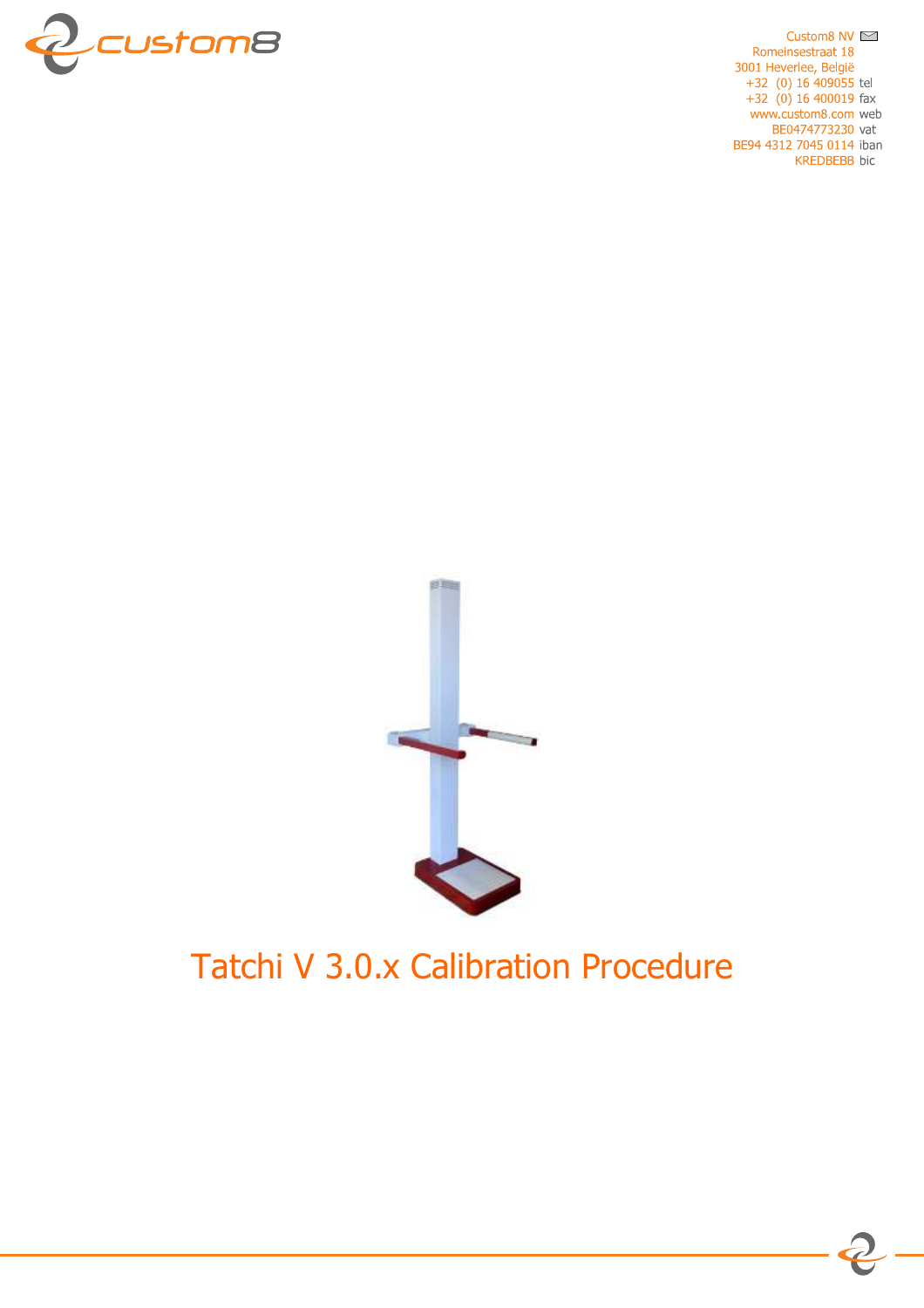Custom8 NV
Romeinsestraat 18
3001 Heverlee, België
+32 (0) 16 409055 tel
+32 (0) 16 400019 fax
www.custom8.com web
BE0474773230 vat
BE94 4312 7045 0114 iban
KREDBEBB bic

# Tatchi V 3.0.x Calibration Procedure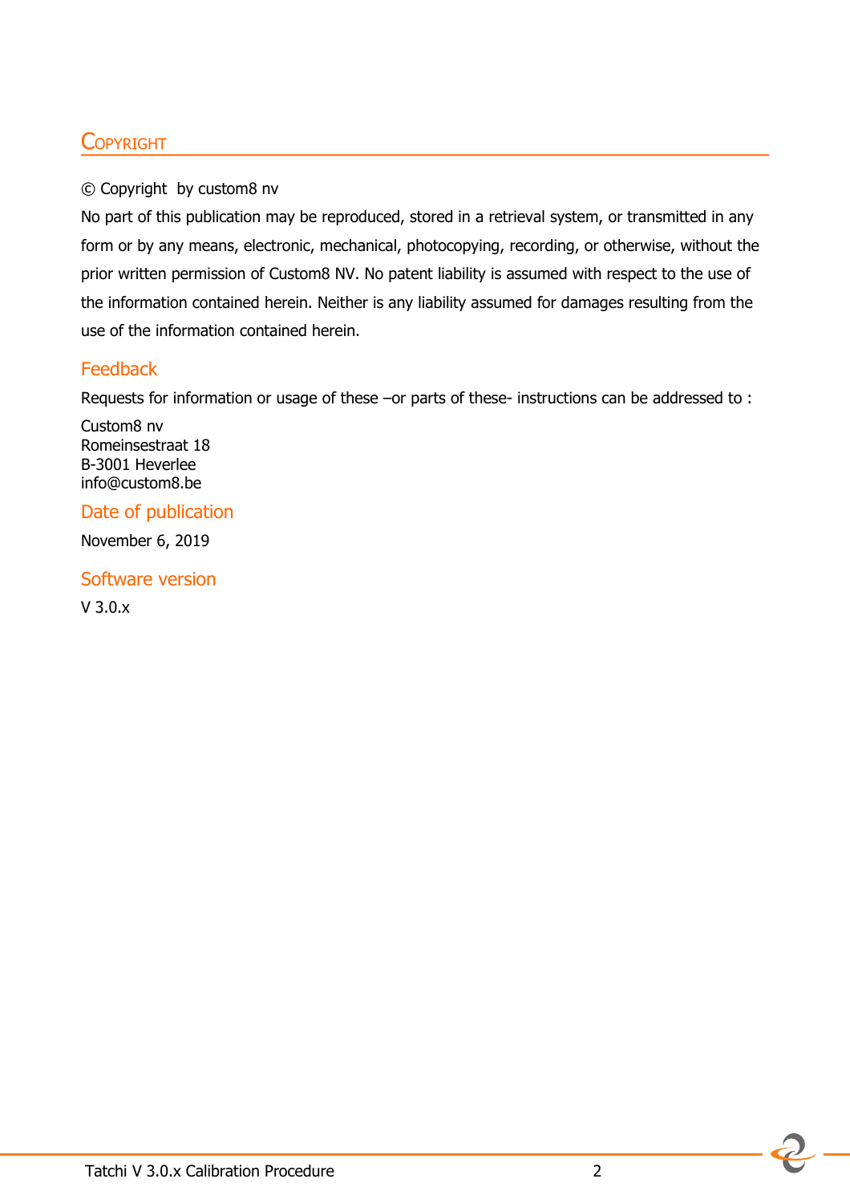# Copyright

© Copyright  by custom8 nv

No part of this publication may be reproduced, stored in a retrieval system, or transmitted in any form or by any means, electronic, mechanical, photocopying, recording, or otherwise, without the prior written permission of Custom8 NV. No patent liability is assumed with respect to the use of the information contained herein. Neither is any liability assumed for damages resulting from the use of the information contained herein.

## Feedback

Requests for information or usage of these –or parts of these- instructions can be addressed to :

Custom8 nv
Romeinsestraat 18
B-3001 Heverlee
info@custom8.be

## Date of publication

November 6, 2019

## Software version

V 3.0.x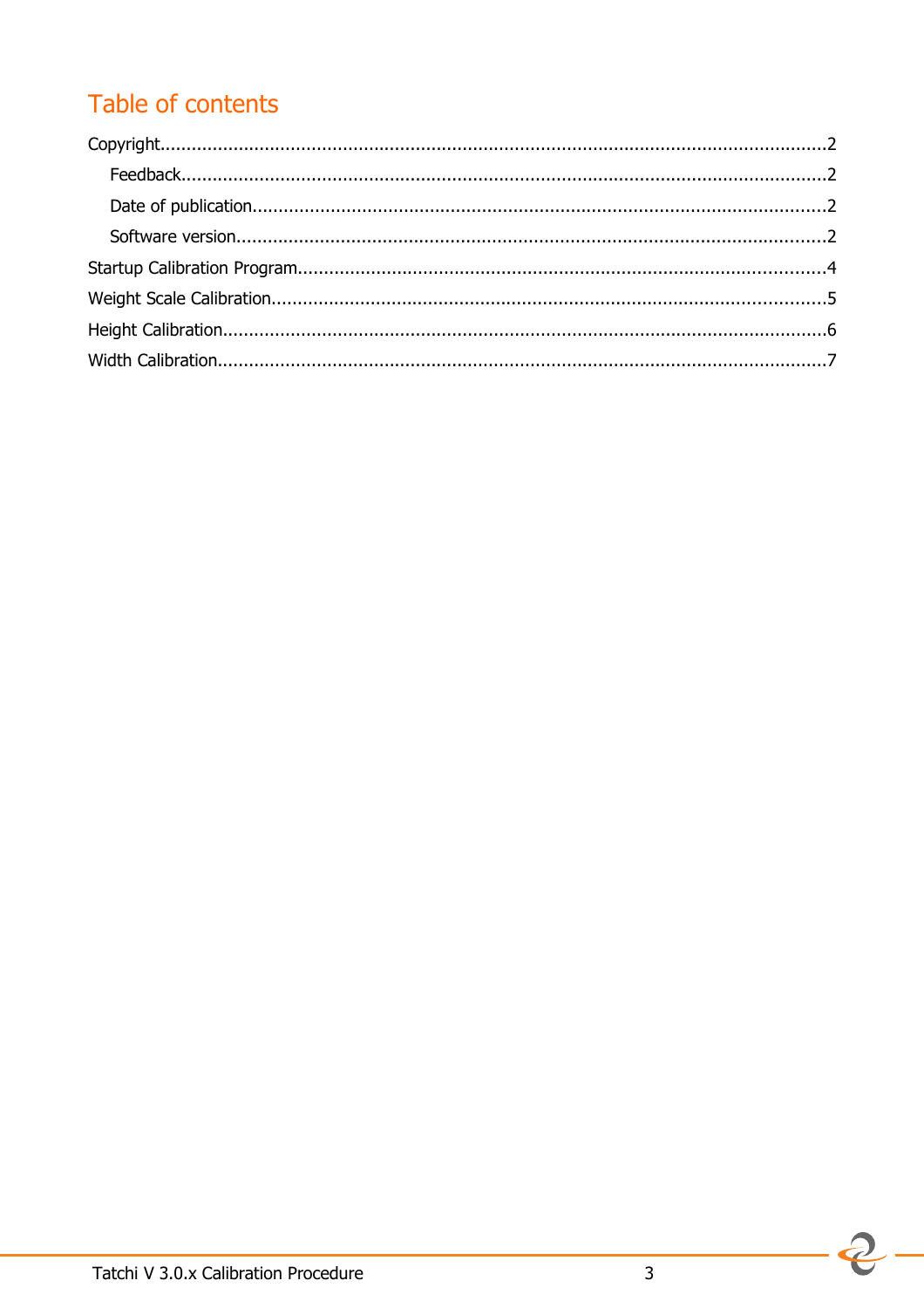# Table of contents

Copyright.....2

- Feedback.....2
- Date of publication.....2
- Software version.....2

Startup Calibration Program.....4

Weight Scale Calibration.....5

Height Calibration.....6

Width Calibration.....7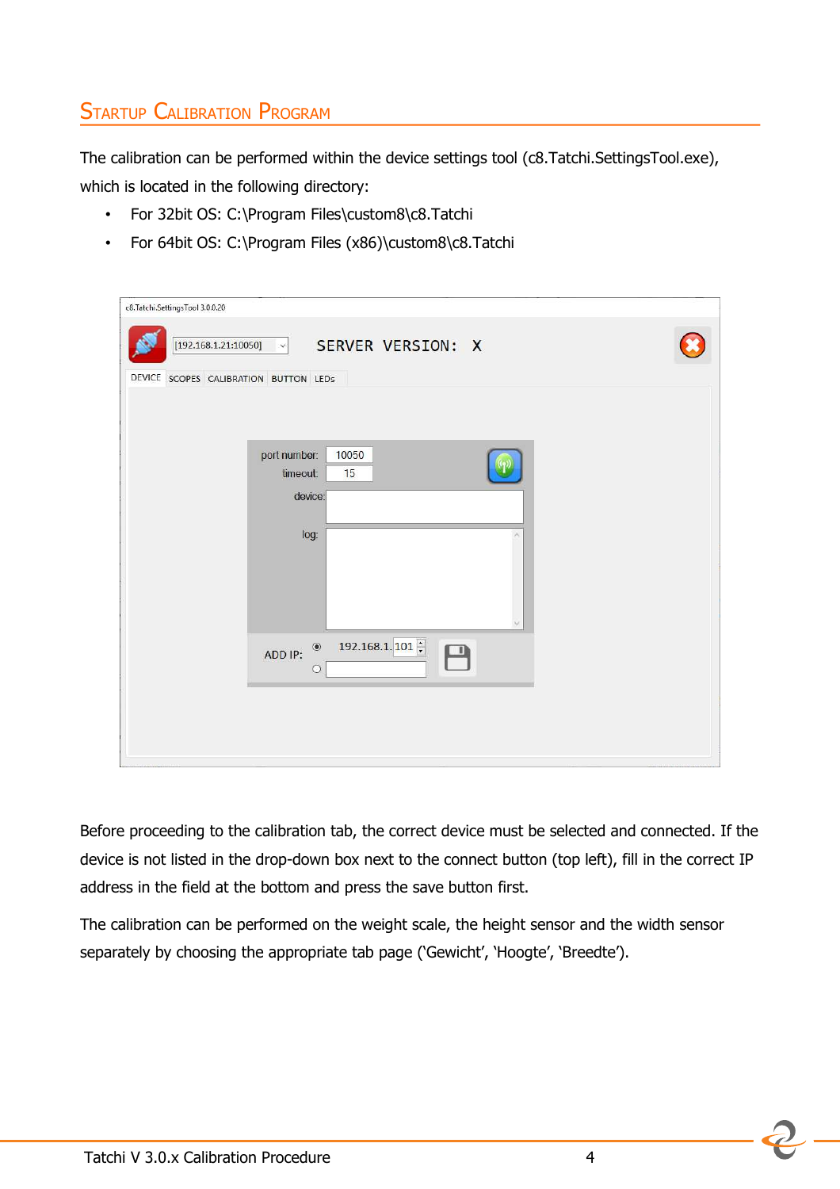## Startup Calibration Program

The calibration can be performed within the device settings tool (c8.Tatchi.SettingsTool.exe), which is located in the following directory:

- For 32bit OS: C:\Program Files\custom8\c8.Tatchi
- For 64bit OS: C:\Program Files (x86)\custom8\c8.Tatchi

Before proceeding to the calibration tab, the correct device must be selected and connected. If the device is not listed in the drop-down box next to the connect button (top left), fill in the correct IP address in the field at the bottom and press the save button first.

The calibration can be performed on the weight scale, the height sensor and the width sensor separately by choosing the appropriate tab page ('Gewicht', 'Hoogte', 'Breedte').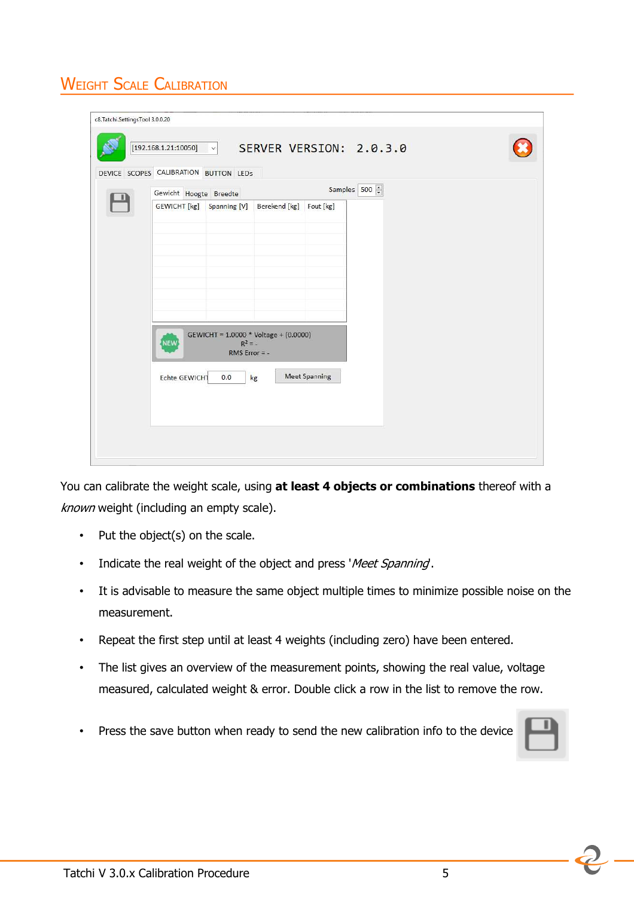## Weight Scale Calibration

You can calibrate the weight scale, using **at least 4 objects or combinations** thereof with a *known* weight (including an empty scale).

- Put the object(s) on the scale.
- Indicate the real weight of the object and press '*Meet Spanning*.
- It is advisable to measure the same object multiple times to minimize possible noise on the measurement.
- Repeat the first step until at least 4 weights (including zero) have been entered.
- The list gives an overview of the measurement points, showing the real value, voltage measured, calculated weight & error. Double click a row in the list to remove the row.
- Press the save button when ready to send the new calibration info to the device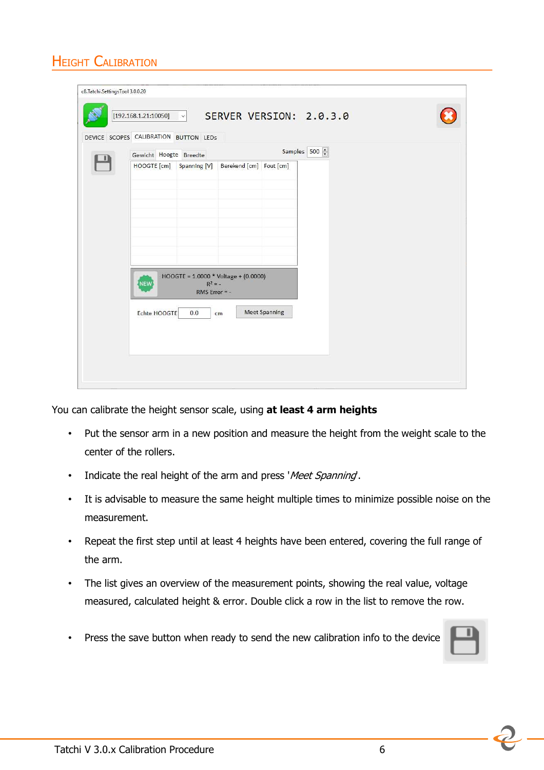## Height Calibration

You can calibrate the height sensor scale, using **at least 4 arm heights**

- Put the sensor arm in a new position and measure the height from the weight scale to the center of the rollers.
- Indicate the real height of the arm and press '*Meet Spanning*'.
- It is advisable to measure the same height multiple times to minimize possible noise on the measurement.
- Repeat the first step until at least 4 heights have been entered, covering the full range of the arm.
- The list gives an overview of the measurement points, showing the real value, voltage measured, calculated height & error. Double click a row in the list to remove the row.
- Press the save button when ready to send the new calibration info to the device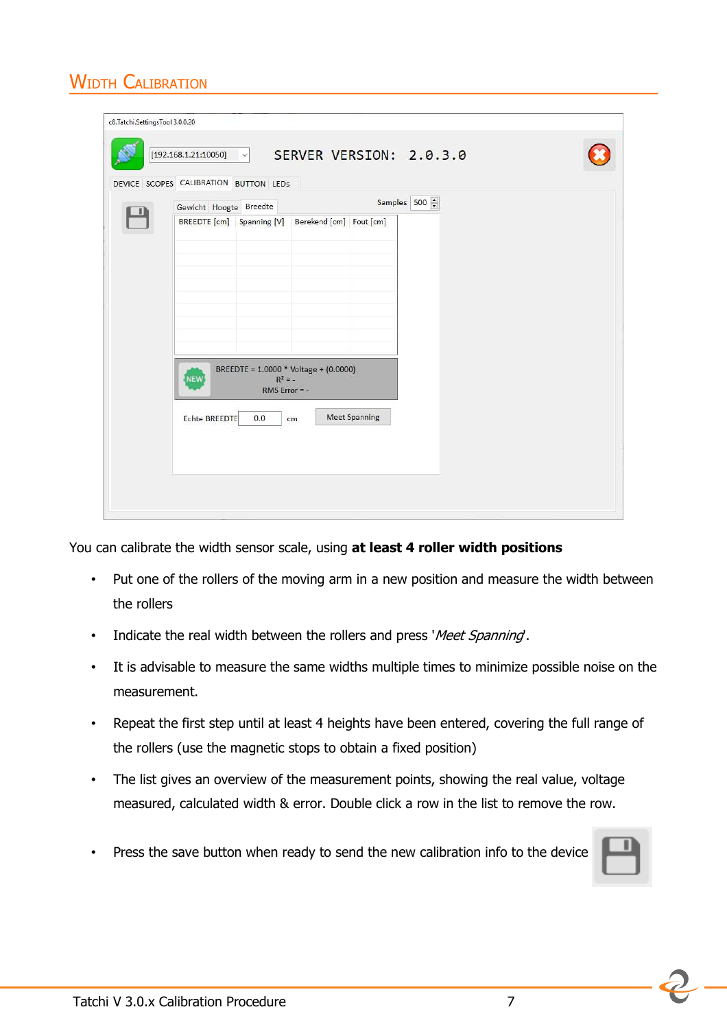## Width Calibration

You can calibrate the width sensor scale, using **at least 4 roller width positions**

- Put one of the rollers of the moving arm in a new position and measure the width between the rollers
- Indicate the real width between the rollers and press '*Meet Spanning*'.
- It is advisable to measure the same widths multiple times to minimize possible noise on the measurement.
- Repeat the first step until at least 4 heights have been entered, covering the full range of the rollers (use the magnetic stops to obtain a fixed position)
- The list gives an overview of the measurement points, showing the real value, voltage measured, calculated width & error. Double click a row in the list to remove the row.
- Press the save button when ready to send the new calibration info to the device